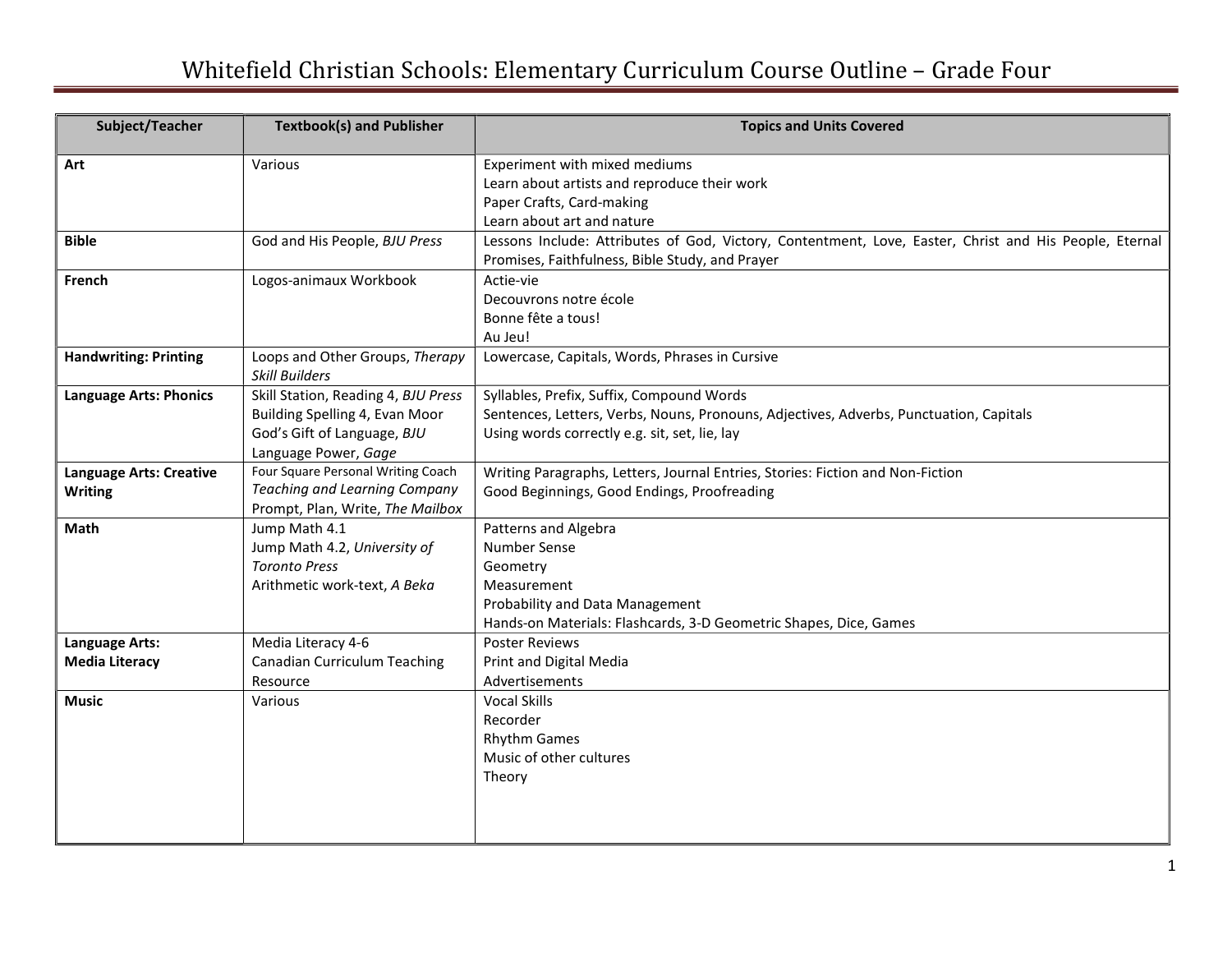# Whitefield Christian Schools: Elementary Curriculum Course Outline – Grade Four

| Subject/Teacher | Textbook(s) and Publisher | Topics and Units Covered |
|---|---|---|
| **Art** | Various | Experiment with mixed mediums<br>Learn about artists and reproduce their work<br>Paper Crafts, Card-making<br>Learn about art and nature |
| **Bible** | God and His People, *BJU Press* | Lessons Include: Attributes of God, Victory, Contentment, Love, Easter, Christ and His People, Eternal Promises, Faithfulness, Bible Study, and Prayer |
| **French** | Logos-animaux Workbook | Actie-vie<br>Decouvrons notre école<br>Bonne fête a tous!<br>Au Jeu! |
| **Handwriting: Printing** | Loops and Other Groups, *Therapy Skill Builders* | Lowercase, Capitals, Words, Phrases in Cursive |
| **Language Arts: Phonics** | Skill Station, Reading 4, *BJU Press*<br>Building Spelling 4, Evan Moor<br>God's Gift of Language, *BJU*<br>Language Power, *Gage* | Syllables, Prefix, Suffix, Compound Words<br>Sentences, Letters, Verbs, Nouns, Pronouns, Adjectives, Adverbs, Punctuation, Capitals<br>Using words correctly e.g. sit, set, lie, lay |
| **Language Arts: Creative Writing** | Four Square Personal Writing Coach *Teaching and Learning Company*<br>Prompt, Plan, Write, *The Mailbox* | Writing Paragraphs, Letters, Journal Entries, Stories: Fiction and Non-Fiction<br>Good Beginnings, Good Endings, Proofreading |
| **Math** | Jump Math 4.1<br>Jump Math 4.2, *University of Toronto Press*<br>Arithmetic work-text, *A Beka* | Patterns and Algebra<br>Number Sense<br>Geometry<br>Measurement<br>Probability and Data Management<br>Hands-on Materials: Flashcards, 3-D Geometric Shapes, Dice, Games |
| **Language Arts: Media Literacy** | Media Literacy 4-6<br>Canadian Curriculum Teaching Resource | Poster Reviews<br>Print and Digital Media<br>Advertisements |
| **Music** | Various | Vocal Skills<br>Recorder<br>Rhythm Games<br>Music of other cultures<br>Theory |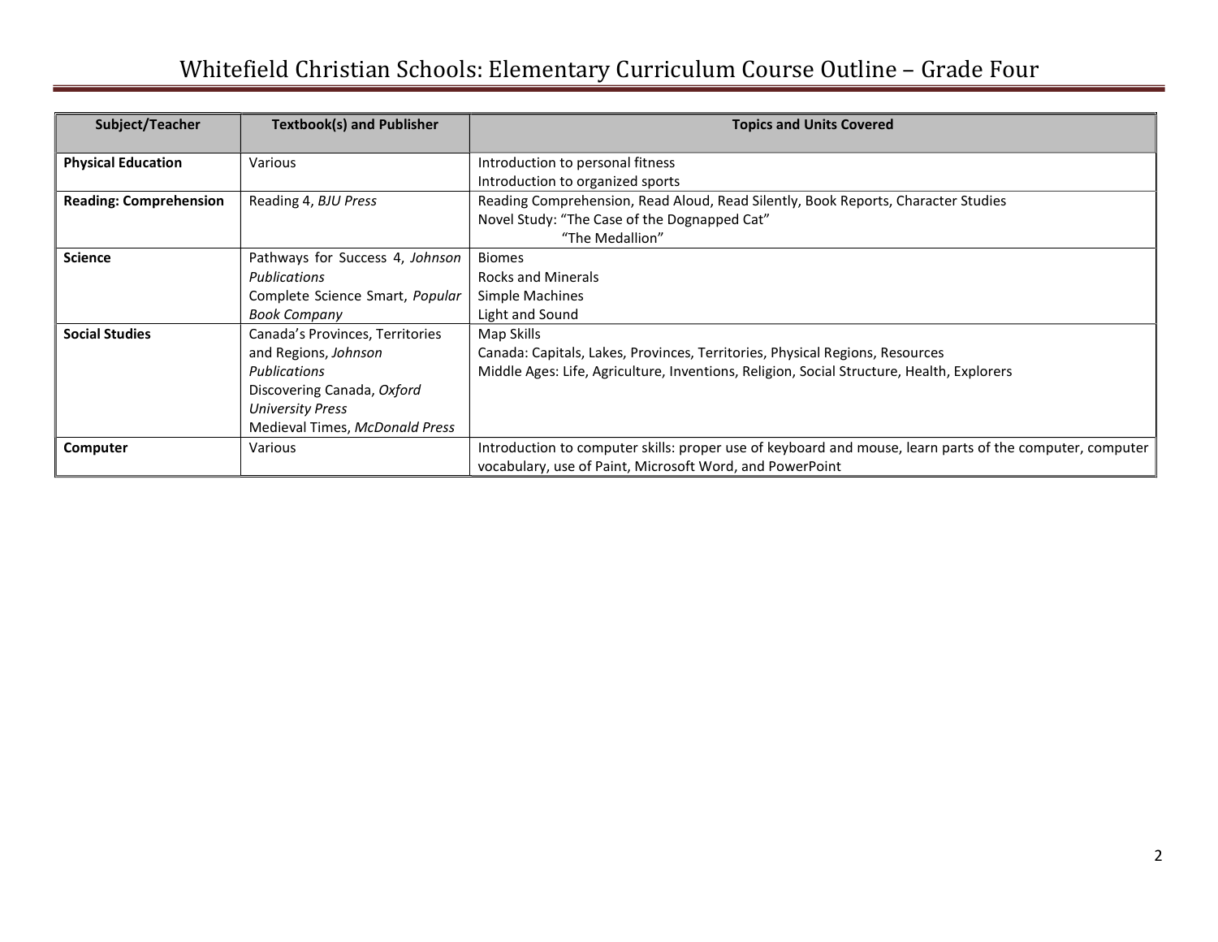# Whitefield Christian Schools: Elementary Curriculum Course Outline – Grade Four

| Subject/Teacher | Textbook(s) and Publisher | Topics and Units Covered |
| --- | --- | --- |
| **Physical Education** | Various | Introduction to personal fitness<br>Introduction to organized sports |
| **Reading: Comprehension** | Reading 4, *BJU Press* | Reading Comprehension, Read Aloud, Read Silently, Book Reports, Character Studies<br>Novel Study: “The Case of the Dognapped Cat”<br>“The Medallion” |
| **Science** | Pathways for Success 4, *Johnson Publications*<br>Complete Science Smart, *Popular Book Company* | Biomes<br>Rocks and Minerals<br>Simple Machines<br>Light and Sound |
| **Social Studies** | Canada’s Provinces, Territories and Regions, *Johnson Publications*<br>Discovering Canada, *Oxford University Press*<br>Medieval Times, *McDonald Press* | Map Skills<br>Canada: Capitals, Lakes, Provinces, Territories, Physical Regions, Resources<br>Middle Ages: Life, Agriculture, Inventions, Religion, Social Structure, Health, Explorers |
| **Computer** | Various | Introduction to computer skills: proper use of keyboard and mouse, learn parts of the computer, computer vocabulary, use of Paint, Microsoft Word, and PowerPoint |